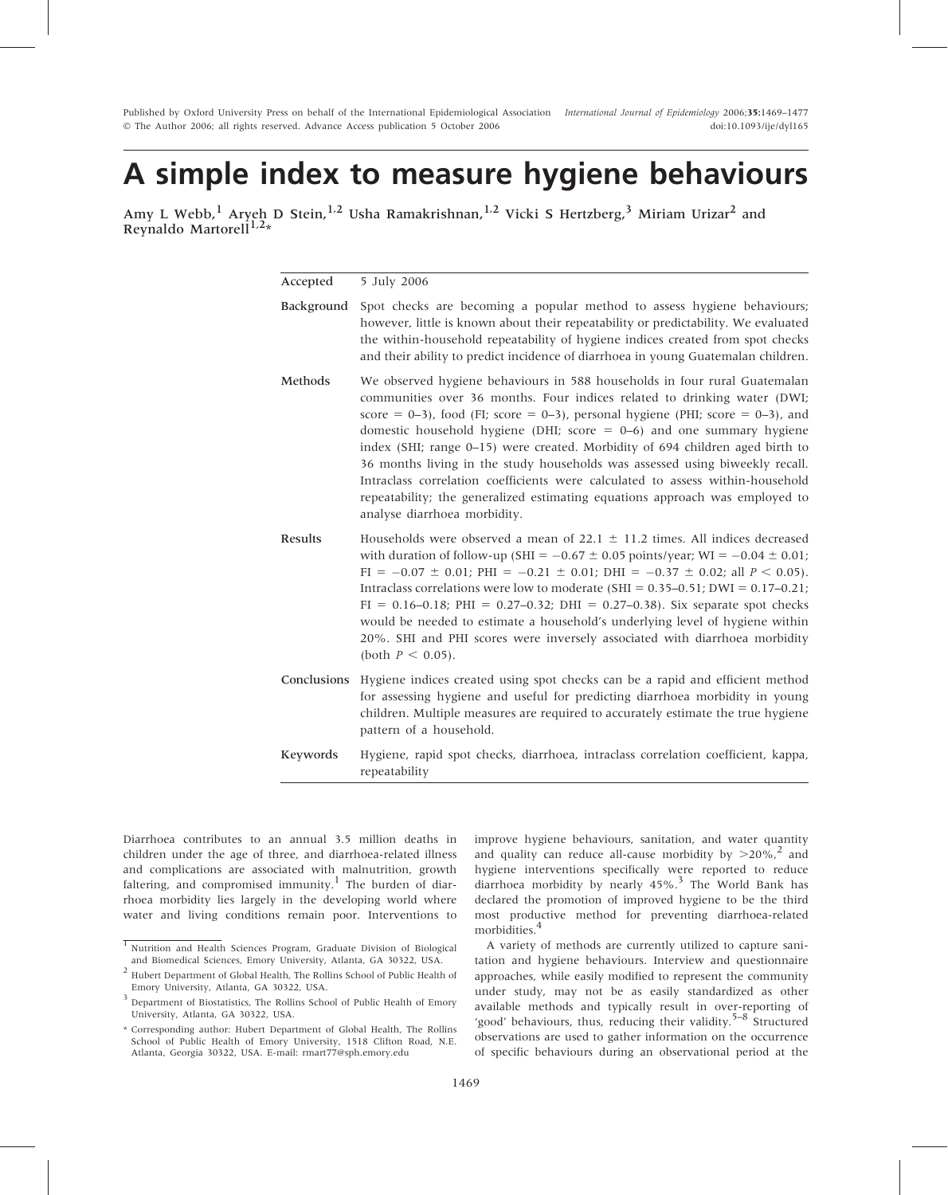# A simple index to measure hygiene behaviours

Amy L Webb,[1] Aryeh D Stein,[1,2] Usha Ramakrishnan,[1,2] Vicki S Hertzberg,[3] Miriam Urizar[2] and Reynaldo Martorell[1,2]*

**Accepted** 5 July 2006

**Background** Spot checks are becoming a popular method to assess hygiene behaviours; however, little is known about their repeatability or predictability. We evaluated the within-household repeatability of hygiene indices created from spot checks and their ability to predict incidence of diarrhoea in young Guatemalan children.

**Methods** We observed hygiene behaviours in 588 households in four rural Guatemalan communities over 36 months. Four indices related to drinking water (DWI; score = 0–3), food (FI; score = 0–3), personal hygiene (PHI; score = 0–3), and domestic household hygiene (DHI; score = 0–6) and one summary hygiene index (SHI; range 0–15) were created. Morbidity of 694 children aged birth to 36 months living in the study households was assessed using biweekly recall. Intraclass correlation coefficients were calculated to assess within-household repeatability; the generalized estimating equations approach was employed to analyse diarrhoea morbidity.

**Results** Households were observed a mean of $22.1 \pm 11.2$ times. All indices decreased with duration of follow-up (SHI = $-0.67 \pm 0.05$ points/year; WI = $-0.04 \pm 0.01$; FI = $-0.07 \pm 0.01$; PHI = $-0.21 \pm 0.01$; DHI = $-0.37 \pm 0.02$; all $P < 0.05$). Intraclass correlations were low to moderate (SHI = 0.35–0.51; DWI = 0.17–0.21; FI = 0.16–0.18; PHI = 0.27–0.32; DHI = 0.27–0.38). Six separate spot checks would be needed to estimate a household's underlying level of hygiene within 20%. SHI and PHI scores were inversely associated with diarrhoea morbidity (both $P < 0.05$).

**Conclusions** Hygiene indices created using spot checks can be a rapid and efficient method for assessing hygiene and useful for predicting diarrhoea morbidity in young children. Multiple measures are required to accurately estimate the true hygiene pattern of a household.

**Keywords** Hygiene, rapid spot checks, diarrhoea, intraclass correlation coefficient, kappa, repeatability

Diarrhoea contributes to an annual 3.5 million deaths in children under the age of three, and diarrhoea-related illness and complications are associated with malnutrition, growth faltering, and compromised immunity.[1] The burden of diarrhoea morbidity lies largely in the developing world where water and living conditions remain poor. Interventions to improve hygiene behaviours, sanitation, and water quantity and quality can reduce all-cause morbidity by >20%,[2] and hygiene interventions specifically were reported to reduce diarrhoea morbidity by nearly 45%.[3] The World Bank has declared the promotion of improved hygiene to be the third most productive method for preventing diarrhoea-related morbidities.[4]

A variety of methods are currently utilized to capture sanitation and hygiene behaviours. Interview and questionnaire approaches, while easily modified to represent the community under study, may not be as easily standardized as other available methods and typically result in over-reporting of 'good' behaviours, thus, reducing their validity.[5–8] Structured observations are used to gather information on the occurrence of specific behaviours during an observational period at the

---

[1] Nutrition and Health Sciences Program, Graduate Division of Biological and Biomedical Sciences, Emory University, Atlanta, GA 30322, USA.

[2] Hubert Department of Global Health, The Rollins School of Public Health of Emory University, Atlanta, GA 30322, USA.

[3] Department of Biostatistics, The Rollins School of Public Health of Emory University, Atlanta, GA 30322, USA.

\* Corresponding author: Hubert Department of Global Health, The Rollins School of Public Health of Emory University, 1518 Clifton Road, N.E. Atlanta, Georgia 30322, USA. E-mail: rmart77@sph.emory.edu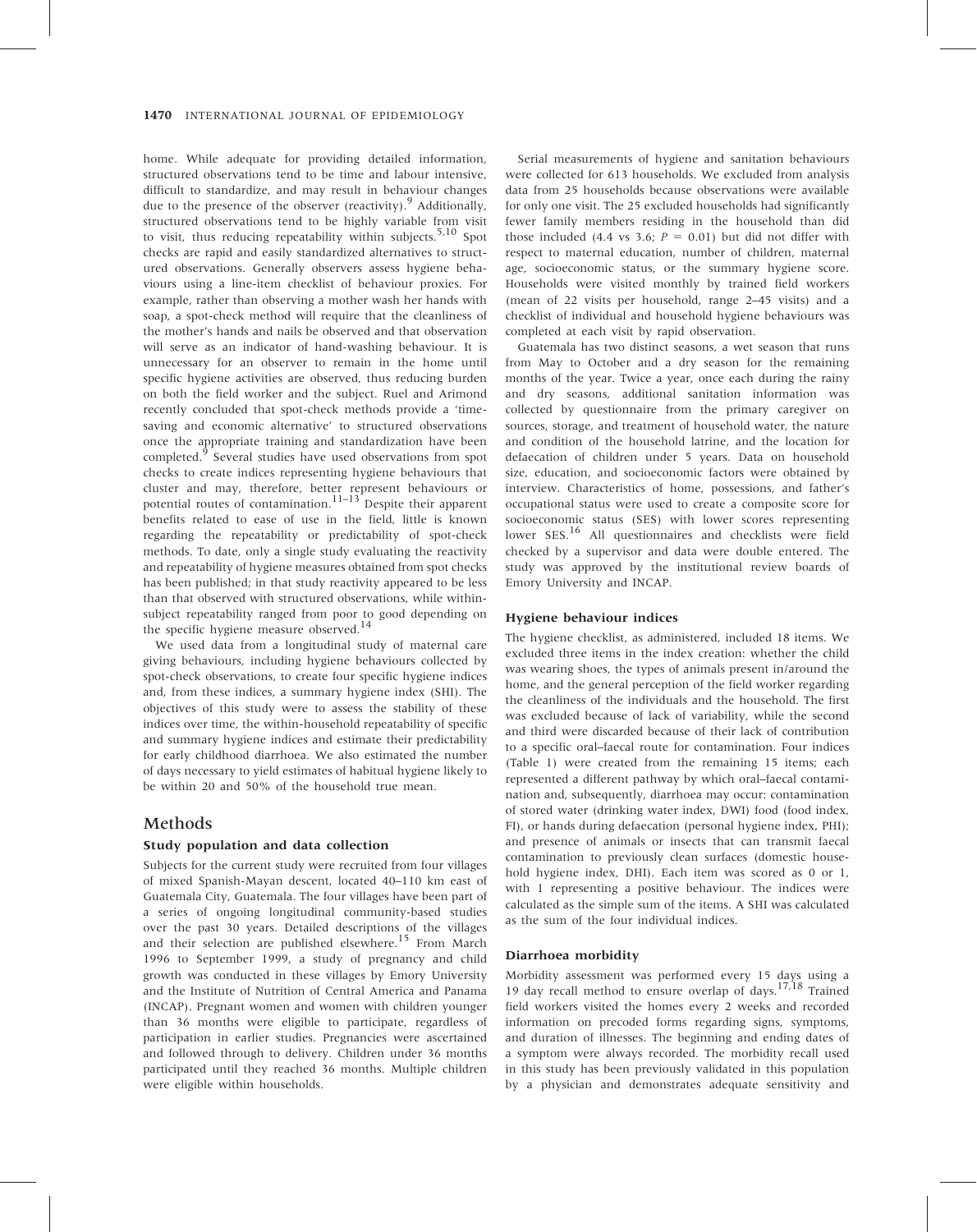home. While adequate for providing detailed information, structured observations tend to be time and labour intensive, difficult to standardize, and may result in behaviour changes due to the presence of the observer (reactivity).[9] Additionally, structured observations tend to be highly variable from visit to visit, thus reducing repeatability within subjects.[5,10] Spot checks are rapid and easily standardized alternatives to structured observations. Generally observers assess hygiene behaviours using a line-item checklist of behaviour proxies. For example, rather than observing a mother wash her hands with soap, a spot-check method will require that the cleanliness of the mother's hands and nails be observed and that observation will serve as an indicator of hand-washing behaviour. It is unnecessary for an observer to remain in the home until specific hygiene activities are observed, thus reducing burden on both the field worker and the subject. Ruel and Arimond recently concluded that spot-check methods provide a 'time-saving and economic alternative' to structured observations once the appropriate training and standardization have been completed.[9] Several studies have used observations from spot checks to create indices representing hygiene behaviours that cluster and may, therefore, better represent behaviours or potential routes of contamination.[11–13] Despite their apparent benefits related to ease of use in the field, little is known regarding the repeatability or predictability of spot-check methods. To date, only a single study evaluating the reactivity and repeatability of hygiene measures obtained from spot checks has been published; in that study reactivity appeared to be less than that observed with structured observations, while within-subject repeatability ranged from poor to good depending on the specific hygiene measure observed.[14]

We used data from a longitudinal study of maternal care giving behaviours, including hygiene behaviours collected by spot-check observations, to create four specific hygiene indices and, from these indices, a summary hygiene index (SHI). The objectives of this study were to assess the stability of these indices over time, the within-household repeatability of specific and summary hygiene indices and estimate their predictability for early childhood diarrhoea. We also estimated the number of days necessary to yield estimates of habitual hygiene likely to be within 20 and 50% of the household true mean.

## Methods

### Study population and data collection

Subjects for the current study were recruited from four villages of mixed Spanish-Mayan descent, located 40–110 km east of Guatemala City, Guatemala. The four villages have been part of a series of ongoing longitudinal community-based studies over the past 30 years. Detailed descriptions of the villages and their selection are published elsewhere.[15] From March 1996 to September 1999, a study of pregnancy and child growth was conducted in these villages by Emory University and the Institute of Nutrition of Central America and Panama (INCAP). Pregnant women and women with children younger than 36 months were eligible to participate, regardless of participation in earlier studies. Pregnancies were ascertained and followed through to delivery. Children under 36 months participated until they reached 36 months. Multiple children were eligible within households.

Serial measurements of hygiene and sanitation behaviours were collected for 613 households. We excluded from analysis data from 25 households because observations were available for only one visit. The 25 excluded households had significantly fewer family members residing in the household than did those included (4.4 vs 3.6; $P = 0.01$) but did not differ with respect to maternal education, number of children, maternal age, socioeconomic status, or the summary hygiene score. Households were visited monthly by trained field workers (mean of 22 visits per household, range 2–45 visits) and a checklist of individual and household hygiene behaviours was completed at each visit by rapid observation.

Guatemala has two distinct seasons, a wet season that runs from May to October and a dry season for the remaining months of the year. Twice a year, once each during the rainy and dry seasons, additional sanitation information was collected by questionnaire from the primary caregiver on sources, storage, and treatment of household water, the nature and condition of the household latrine, and the location for defaecation of children under 5 years. Data on household size, education, and socioeconomic factors were obtained by interview. Characteristics of home, possessions, and father's occupational status were used to create a composite score for socioeconomic status (SES) with lower scores representing lower SES.[16] All questionnaires and checklists were field checked by a supervisor and data were double entered. The study was approved by the institutional review boards of Emory University and INCAP.

### Hygiene behaviour indices

The hygiene checklist, as administered, included 18 items. We excluded three items in the index creation: whether the child was wearing shoes, the types of animals present in/around the home, and the general perception of the field worker regarding the cleanliness of the individuals and the household. The first was excluded because of lack of variability, while the second and third were discarded because of their lack of contribution to a specific oral–faecal route for contamination. Four indices (Table 1) were created from the remaining 15 items; each represented a different pathway by which oral–faecal contamination and, subsequently, diarrhoea may occur: contamination of stored water (drinking water index, DWI) food (food index, FI), or hands during defaecation (personal hygiene index, PHI); and presence of animals or insects that can transmit faecal contamination to previously clean surfaces (domestic household hygiene index, DHI). Each item was scored as 0 or 1, with 1 representing a positive behaviour. The indices were calculated as the simple sum of the items. A SHI was calculated as the sum of the four individual indices.

### Diarrhoea morbidity

Morbidity assessment was performed every 15 days using a 19 day recall method to ensure overlap of days.[17,18] Trained field workers visited the homes every 2 weeks and recorded information on precoded forms regarding signs, symptoms, and duration of illnesses. The beginning and ending dates of a symptom were always recorded. The morbidity recall used in this study has been previously validated in this population by a physician and demonstrates adequate sensitivity and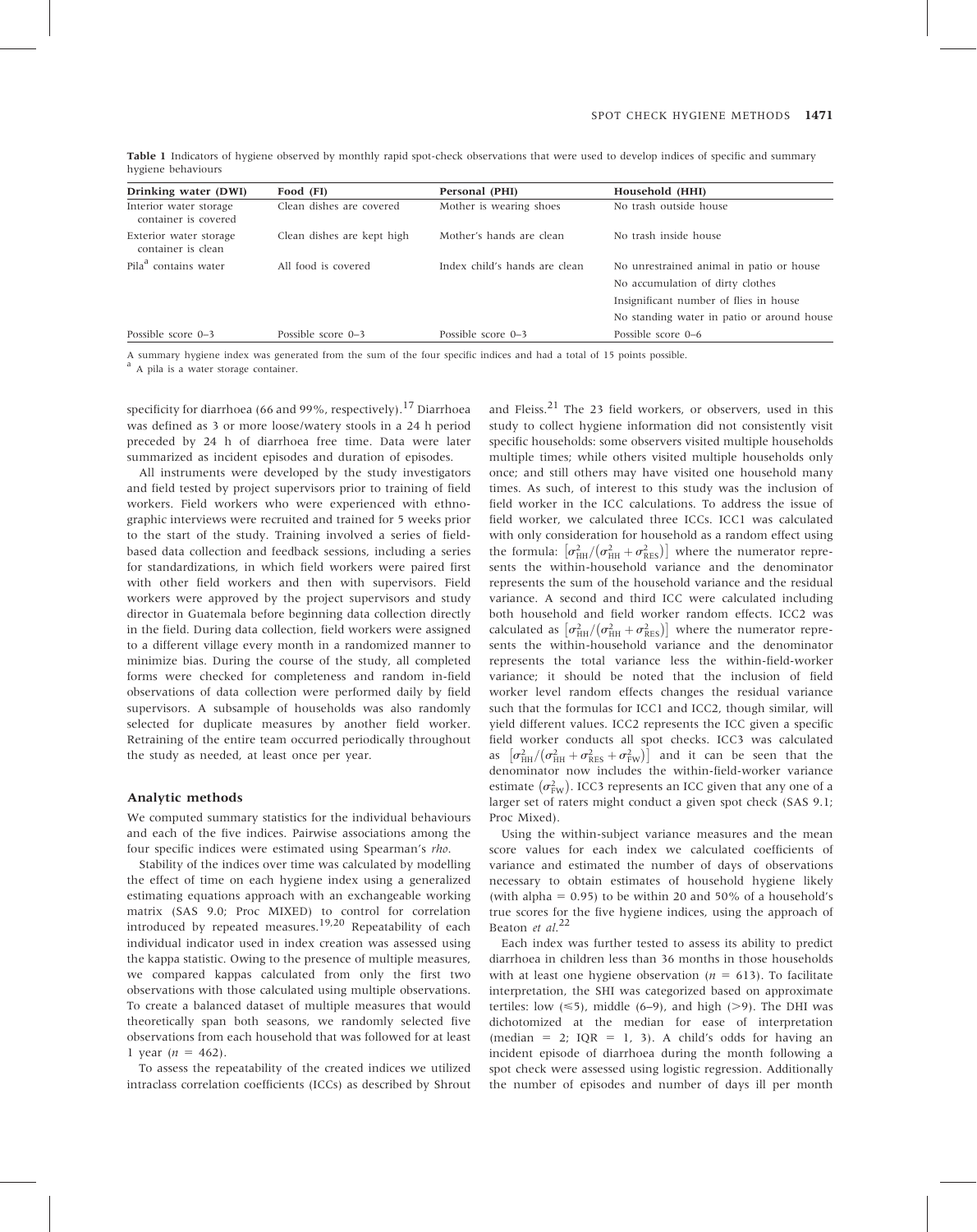**Table 1** Indicators of hygiene observed by monthly rapid spot-check observations that were used to develop indices of specific and summary hygiene behaviours

| Drinking water (DWI) | Food (FI) | Personal (PHI) | Household (HHI) |
|---|---|---|---|
| Interior water storage container is covered | Clean dishes are covered | Mother is wearing shoes | No trash outside house |
| Exterior water storage container is clean | Clean dishes are kept high | Mother's hands are clean | No trash inside house |
| Pila[a] contains water | All food is covered | Index child's hands are clean | No unrestrained animal in patio or house |
| | | | No accumulation of dirty clothes |
| | | | Insignificant number of flies in house |
| | | | No standing water in patio or around house |
| Possible score 0–3 | Possible score 0–3 | Possible score 0–3 | Possible score 0–6 |

A summary hygiene index was generated from the sum of the four specific indices and had a total of 15 points possible.

[a] A pila is a water storage container.

specificity for diarrhoea (66 and 99%, respectively).[17] Diarrhoea was defined as 3 or more loose/watery stools in a 24 h period preceded by 24 h of diarrhoea free time. Data were later summarized as incident episodes and duration of episodes.

All instruments were developed by the study investigators and field tested by project supervisors prior to training of field workers. Field workers who were experienced with ethnographic interviews were recruited and trained for 5 weeks prior to the start of the study. Training involved a series of field-based data collection and feedback sessions, including a series for standardizations, in which field workers were paired first with other field workers and then with supervisors. Field workers were approved by the project supervisors and study director in Guatemala before beginning data collection directly in the field. During data collection, field workers were assigned to a different village every month in a randomized manner to minimize bias. During the course of the study, all completed forms were checked for completeness and random in-field observations of data collection were performed daily by field supervisors. A subsample of households was also randomly selected for duplicate measures by another field worker. Retraining of the entire team occurred periodically throughout the study as needed, at least once per year.

### Analytic methods

We computed summary statistics for the individual behaviours and each of the five indices. Pairwise associations among the four specific indices were estimated using Spearman's *rho*.

Stability of the indices over time was calculated by modelling the effect of time on each hygiene index using a generalized estimating equations approach with an exchangeable working matrix (SAS 9.0; Proc MIXED) to control for correlation introduced by repeated measures.[19,20] Repeatability of each individual indicator used in index creation was assessed using the kappa statistic. Owing to the presence of multiple measures, we compared kappas calculated from only the first two observations with those calculated using multiple observations. To create a balanced dataset of multiple measures that would theoretically span both seasons, we randomly selected five observations from each household that was followed for at least 1 year ($n = 462$).

To assess the repeatability of the created indices we utilized intraclass correlation coefficients (ICCs) as described by Shrout and Fleiss.[21] The 23 field workers, or observers, used in this study to collect hygiene information did not consistently visit specific households: some observers visited multiple households multiple times; while others visited multiple households only once; and still others may have visited one household many times. As such, of interest to this study was the inclusion of field worker in the ICC calculations. To address the issue of field worker, we calculated three ICCs. ICC1 was calculated with only consideration for household as a random effect using the formula: $\left[\sigma^2_{\mathrm{HH}}/(\sigma^2_{\mathrm{HH}} + \sigma^2_{\mathrm{RES}})\right]$ where the numerator represents the within-household variance and the denominator represents the sum of the household variance and the residual variance. A second and third ICC were calculated including both household and field worker random effects. ICC2 was calculated as $\left[\sigma^2_{\mathrm{HH}}/(\sigma^2_{\mathrm{HH}} + \sigma^2_{\mathrm{RES}})\right]$ where the numerator represents the within-household variance and the denominator represents the total variance less the within-field-worker variance; it should be noted that the inclusion of field worker level random effects changes the residual variance such that the formulas for ICC1 and ICC2, though similar, will yield different values. ICC2 represents the ICC given a specific field worker conducts all spot checks. ICC3 was calculated as $\left[\sigma^2_{\mathrm{HH}}/(\sigma^2_{\mathrm{HH}} + \sigma^2_{\mathrm{RES}} + \sigma^2_{\mathrm{FW}})\right]$ and it can be seen that the denominator now includes the within-field-worker variance estimate $(\sigma^2_{\mathrm{FW}})$. ICC3 represents an ICC given that any one of a larger set of raters might conduct a given spot check (SAS 9.1; Proc Mixed).

Using the within-subject variance measures and the mean score values for each index we calculated coefficients of variance and estimated the number of days of observations necessary to obtain estimates of household hygiene likely (with alpha = 0.95) to be within 20 and 50% of a household's true scores for the five hygiene indices, using the approach of Beaton *et al.*[22]

Each index was further tested to assess its ability to predict diarrhoea in children less than 36 months in those households with at least one hygiene observation ($n = 613$). To facilitate interpretation, the SHI was categorized based on approximate tertiles: low ($\leqslant 5$), middle (6–9), and high ($>9$). The DHI was dichotomized at the median for ease of interpretation (median = 2; IQR = 1, 3). A child's odds for having an incident episode of diarrhoea during the month following a spot check were assessed using logistic regression. Additionally the number of episodes and number of days ill per month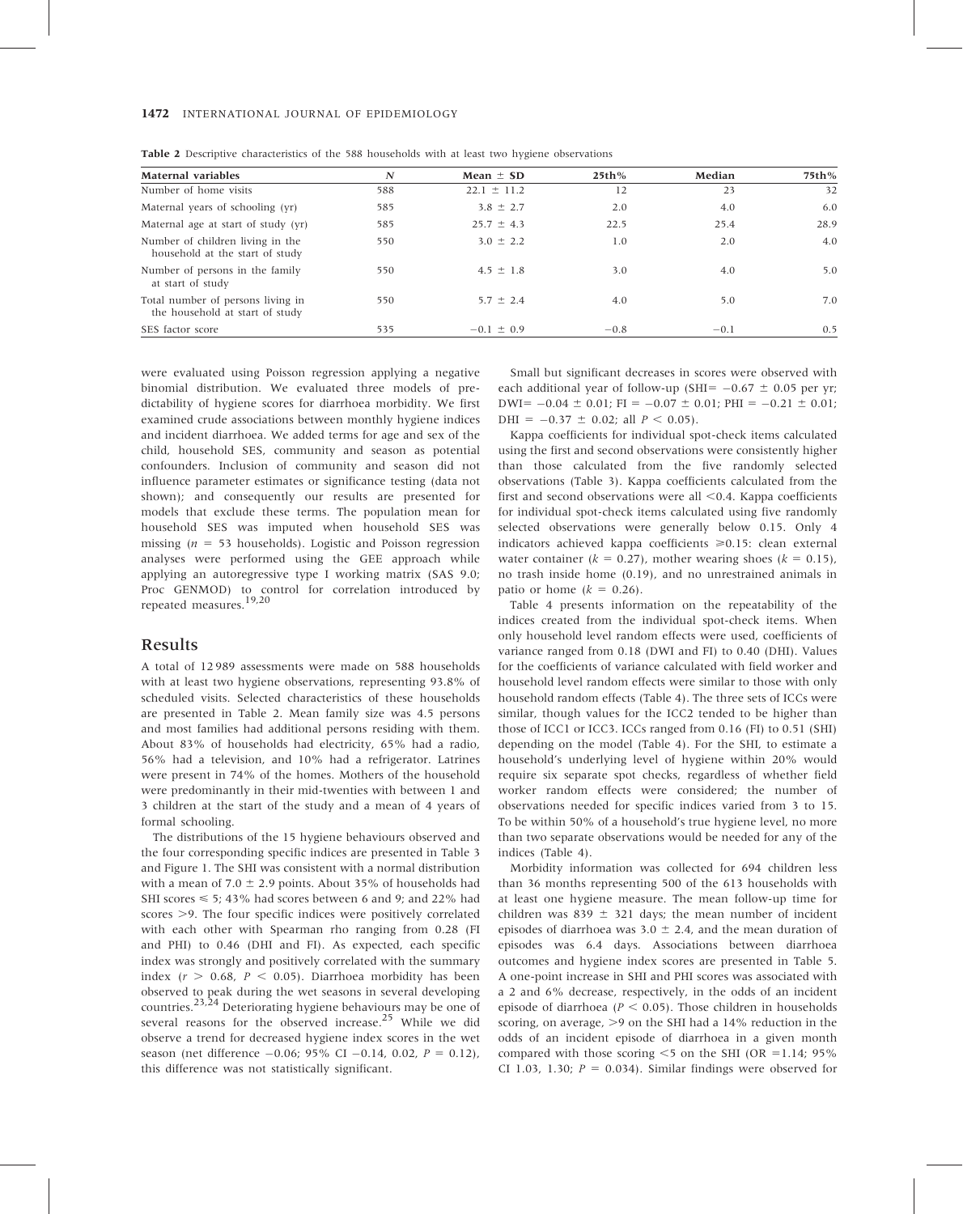**Table 2** Descriptive characteristics of the 588 households with at least two hygiene observations

| Maternal variables | N | Mean ± SD | 25th% | Median | 75th% |
|---|---|---|---|---|---|
| Number of home visits | 588 | 22.1 ± 11.2 | 12 | 23 | 32 |
| Maternal years of schooling (yr) | 585 | 3.8 ± 2.7 | 2.0 | 4.0 | 6.0 |
| Maternal age at start of study (yr) | 585 | 25.7 ± 4.3 | 22.5 | 25.4 | 28.9 |
| Number of children living in the household at the start of study | 550 | 3.0 ± 2.2 | 1.0 | 2.0 | 4.0 |
| Number of persons in the family at start of study | 550 | 4.5 ± 1.8 | 3.0 | 4.0 | 5.0 |
| Total number of persons living in the household at start of study | 550 | 5.7 ± 2.4 | 4.0 | 5.0 | 7.0 |
| SES factor score | 535 | −0.1 ± 0.9 | −0.8 | −0.1 | 0.5 |

were evaluated using Poisson regression applying a negative binomial distribution. We evaluated three models of predictability of hygiene scores for diarrhoea morbidity. We first examined crude associations between monthly hygiene indices and incident diarrhoea. We added terms for age and sex of the child, household SES, community and season as potential confounders. Inclusion of community and season did not influence parameter estimates or significance testing (data not shown); and consequently our results are presented for models that exclude these terms. The population mean for household SES was imputed when household SES was missing ($n = 53$ households). Logistic and Poisson regression analyses were performed using the GEE approach while applying an autoregressive type I working matrix (SAS 9.0; Proc GENMOD) to control for correlation introduced by repeated measures.[19,20]

## Results

A total of 12 989 assessments were made on 588 households with at least two hygiene observations, representing 93.8% of scheduled visits. Selected characteristics of these households are presented in Table 2. Mean family size was 4.5 persons and most families had additional persons residing with them. About 83% of households had electricity, 65% had a radio, 56% had a television, and 10% had a refrigerator. Latrines were present in 74% of the homes. Mothers of the household were predominantly in their mid-twenties with between 1 and 3 children at the start of the study and a mean of 4 years of formal schooling.

The distributions of the 15 hygiene behaviours observed and the four corresponding specific indices are presented in Table 3 and Figure 1. The SHI was consistent with a normal distribution with a mean of 7.0 ± 2.9 points. About 35% of households had SHI scores ≤ 5; 43% had scores between 6 and 9; and 22% had scores >9. The four specific indices were positively correlated with each other with Spearman rho ranging from 0.28 (FI and PHI) to 0.46 (DHI and FI). As expected, each specific index was strongly and positively correlated with the summary index ($r > 0.68$, $P < 0.05$). Diarrhoea morbidity has been observed to peak during the wet seasons in several developing countries.[23,24] Deteriorating hygiene behaviours may be one of several reasons for the observed increase.[25] While we did observe a trend for decreased hygiene index scores in the wet season (net difference −0.06; 95% CI −0.14, 0.02, $P = 0.12$), this difference was not statistically significant.

Small but significant decreases in scores were observed with each additional year of follow-up (SHI= −0.67 ± 0.05 per yr; DWI= −0.04 ± 0.01; FI = −0.07 ± 0.01; PHI = −0.21 ± 0.01; DHI = −0.37 ± 0.02; all $P < 0.05$).

Kappa coefficients for individual spot-check items calculated using the first and second observations were consistently higher than those calculated from the five randomly selected observations (Table 3). Kappa coefficients calculated from the first and second observations were all <0.4. Kappa coefficients for individual spot-check items calculated using five randomly selected observations were generally below 0.15. Only 4 indicators achieved kappa coefficients ≥0.15: clean external water container ($k = 0.27$), mother wearing shoes ($k = 0.15$), no trash inside home (0.19), and no unrestrained animals in patio or home ($k = 0.26$).

Table 4 presents information on the repeatability of the indices created from the individual spot-check items. When only household level random effects were used, coefficients of variance ranged from 0.18 (DWI and FI) to 0.40 (DHI). Values for the coefficients of variance calculated with field worker and household level random effects were similar to those with only household random effects (Table 4). The three sets of ICCs were similar, though values for the ICC2 tended to be higher than those of ICC1 or ICC3. ICCs ranged from 0.16 (FI) to 0.51 (SHI) depending on the model (Table 4). For the SHI, to estimate a household's underlying level of hygiene within 20% would require six separate spot checks, regardless of whether field worker random effects were considered; the number of observations needed for specific indices varied from 3 to 15. To be within 50% of a household's true hygiene level, no more than two separate observations would be needed for any of the indices (Table 4).

Morbidity information was collected for 694 children less than 36 months representing 500 of the 613 households with at least one hygiene measure. The mean follow-up time for children was 839 ± 321 days; the mean number of incident episodes of diarrhoea was 3.0 ± 2.4, and the mean duration of episodes was 6.4 days. Associations between diarrhoea outcomes and hygiene index scores are presented in Table 5. A one-point increase in SHI and PHI scores was associated with a 2 and 6% decrease, respectively, in the odds of an incident episode of diarrhoea ($P < 0.05$). Those children in households scoring, on average, >9 on the SHI had a 14% reduction in the odds of an incident episode of diarrhoea in a given month compared with those scoring <5 on the SHI (OR =1.14; 95% CI 1.03, 1.30; $P = 0.034$). Similar findings were observed for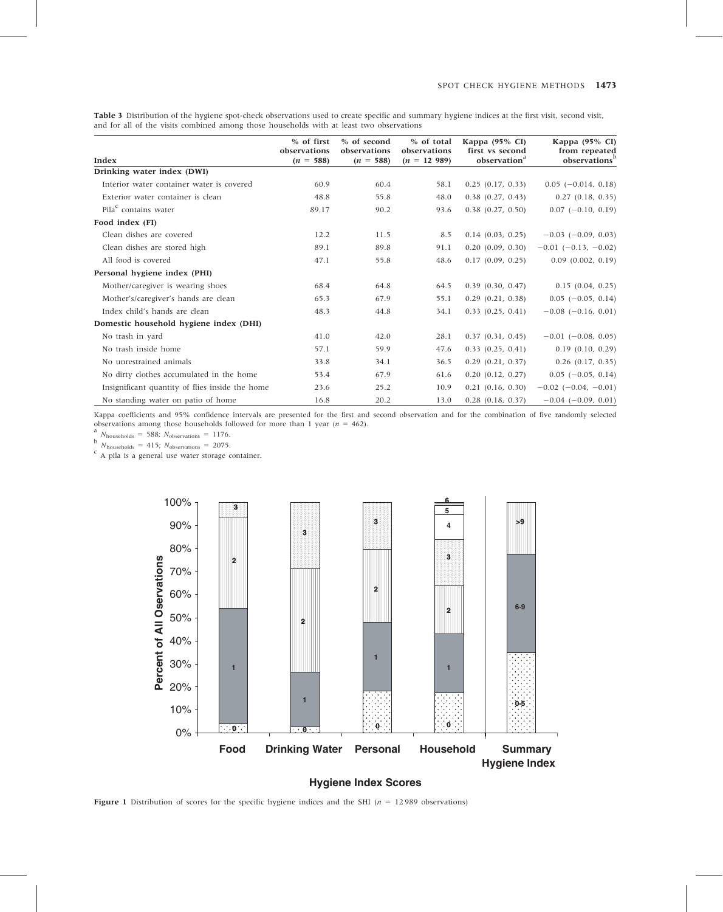**Table 3** Distribution of the hygiene spot-check observations used to create specific and summary hygiene indices at the first visit, second visit, and for all of the visits combined among those households with at least two observations

| Index | % of first observations ($n$ = 588) | % of second observations ($n$ = 588) | % of total observations ($n$ = 12 989) | Kappa (95% CI) first vs second observation[a] | Kappa (95% CI) from repeated observations[b] |
|---|---|---|---|---|---|
| **Drinking water index (DWI)** | | | | | |
| Interior water container water is covered | 60.9 | 60.4 | 58.1 | 0.25 (0.17, 0.33) | 0.05 (−0.014, 0.18) |
| Exterior water container is clean | 48.8 | 55.8 | 48.0 | 0.38 (0.27, 0.43) | 0.27 (0.18, 0.35) |
| Pila[c] contains water | 89.17 | 90.2 | 93.6 | 0.38 (0.27, 0.50) | 0.07 (−0.10, 0.19) |
| **Food index (FI)** | | | | | |
| Clean dishes are covered | 12.2 | 11.5 | 8.5 | 0.14 (0.03, 0.25) | −0.03 (−0.09, 0.03) |
| Clean dishes are stored high | 89.1 | 89.8 | 91.1 | 0.20 (0.09, 0.30) | −0.01 (−0.13, −0.02) |
| All food is covered | 47.1 | 55.8 | 48.6 | 0.17 (0.09, 0.25) | 0.09 (0.002, 0.19) |
| **Personal hygiene index (PHI)** | | | | | |
| Mother/caregiver is wearing shoes | 68.4 | 64.8 | 64.5 | 0.39 (0.30, 0.47) | 0.15 (0.04, 0.25) |
| Mother's/caregiver's hands are clean | 65.3 | 67.9 | 55.1 | 0.29 (0.21, 0.38) | 0.05 (−0.05, 0.14) |
| Index child's hands are clean | 48.3 | 44.8 | 34.1 | 0.33 (0.25, 0.41) | −0.08 (−0.16, 0.01) |
| **Domestic household hygiene index (DHI)** | | | | | |
| No trash in yard | 41.0 | 42.0 | 28.1 | 0.37 (0.31, 0.45) | −0.01 (−0.08, 0.05) |
| No trash inside home | 57.1 | 59.9 | 47.6 | 0.33 (0.25, 0.41) | 0.19 (0.10, 0.29) |
| No unrestrained animals | 33.8 | 34.1 | 36.5 | 0.29 (0.21, 0.37) | 0.26 (0.17, 0.35) |
| No dirty clothes accumulated in the home | 53.4 | 67.9 | 61.6 | 0.20 (0.12, 0.27) | 0.05 (−0.05, 0.14) |
| Insignificant quantity of flies inside the home | 23.6 | 25.2 | 10.9 | 0.21 (0.16, 0.30) | −0.02 (−0.04, −0.01) |
| No standing water on patio of home | 16.8 | 20.2 | 13.0 | 0.28 (0.18, 0.37) | −0.04 (−0.09, 0.01) |

Kappa coefficients and 95% confidence intervals are presented for the first and second observation and for the combination of five randomly selected observations among those households followed for more than 1 year ($n$ = 462).

[a] $N_{\text{households}}$ = 588; $N_{\text{observations}}$ = 1176.

[b] $N_{\text{households}}$ = 415; $N_{\text{observations}}$ = 2075.

[c] A pila is a general use water storage container.

**Figure 1** Distribution of scores for the specific hygiene indices and the SHI ($n$ = 12 989 observations)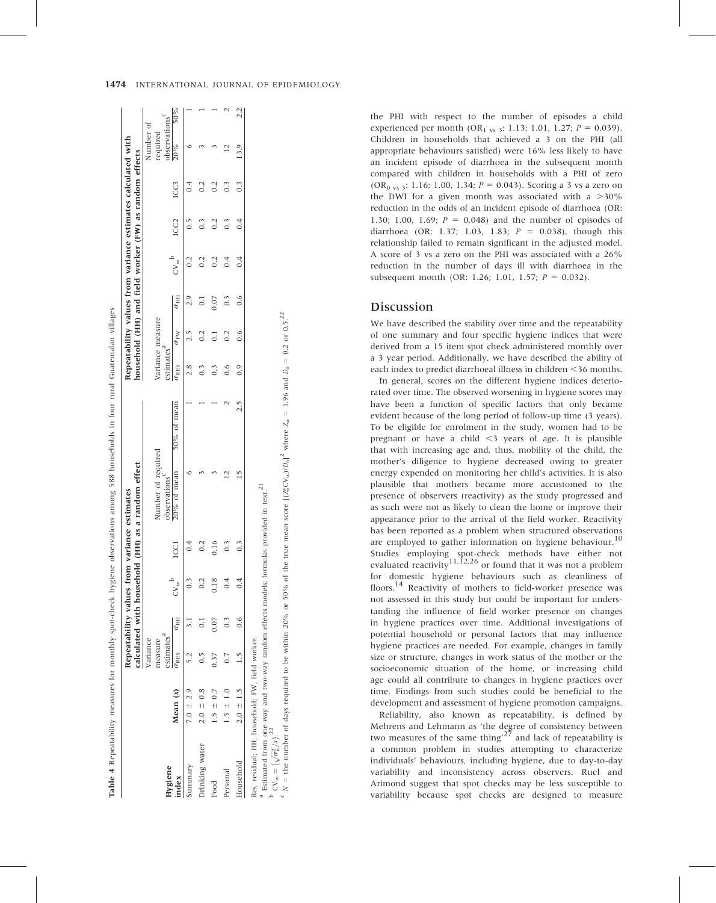**Table 4** Repeatability measures for monthly spot-check hygiene observations among 588 households in four rural Guatemalan villages

| Hygiene index | Mean (x) | Repeatability values from variance estimates calculated with household (HH) as a random effect | | | | | | | Repeatability values from variance estimates calculated with household (HH) and field worker (FW) as random effects | | | | | | | | |
|---|---|---|---|---|---|---|---|---|---|---|---|---|---|---|---|---|---|
| | | Variance measure estimates[a] | | $CV_w$[b] | ICC1 | Number of required observations[c] | | | Variance measure estimates[a] | | | $CV_w$[b] | ICC2 | ICC3 | Number of required observations[c] | |
| | | $\sigma_{RES}$ | $\sigma_{HH}$ | | | 20% of mean | 50% of mean | | $\sigma_{RES}$ | $\sigma_{FW}$ | $\sigma_{HH}$ | | | | 20% | 50% |
| Summary | 7.0 ± 2.9 | 5.2 | 3.1 | 0.3 | 0.4 | 6 | 1 | | 2.8 | 2.5 | 2.9 | 0.2 | 0.5 | 0.4 | 6 | 1 |
| Drinking water | 2.0 ± 0.8 | 0.5 | 0.1 | 0.2 | 0.2 | 3 | 1 | | 0.3 | 0.2 | 0.1 | 0.2 | 0.3 | 0.2 | 3 | 1 |
| Food | 1.5 ± 0.7 | 0.37 | 0.07 | 0.18 | 0.16 | 3 | 1 | | 0.3 | 0.1 | 0.07 | 0.2 | 0.2 | 0.2 | 3 | 1 |
| Personal | 1.5 ± 1.0 | 0.7 | 0.3 | 0.4 | 0.3 | 12 | 2 | | 0.6 | 0.2 | 0.3 | 0.4 | 0.3 | 0.3 | 12 | 2 |
| Household | 2.0 ± 1.5 | 1.5 | 0.6 | 0.4 | 0.3 | 15 | 2.5 | | 0.9 | 0.6 | 0.6 | 0.4 | 0.4 | 0.3 | 13.9 | 2.2 |

Res, residual; HH, household; FW, field worker.

[a] Estimated from one-way and two-way random effects models; formulas provided in text.[21]

[b] $CV_w = (\sqrt{\sigma_w^2}/x)$.[22]

[c] $N$ = the number of days required to be within 20% or 50% of the true mean score $[(Z_\alpha CV_w)/D_o]^2$ where $Z_\alpha = 1.96$ and $D_o = 0.2$ or $0.5$.[22]

the PHI with respect to the number of episodes a child experienced per month ($OR_{1\ vs\ 3}$: 1.13; 1.01, 1.27; $P = 0.039$). Children in households that achieved a 3 on the PHI (all appropriate behaviours satisfied) were 16% less likely to have an incident episode of diarrhoea in the subsequent month compared with children in households with a PHI of zero ($OR_{0\ vs\ 3}$: 1.16; 1.00, 1.34; $P = 0.043$). Scoring a 3 vs a zero on the DWI for a given month was associated with a >30% reduction in the odds of an incident episode of diarrhoea (OR: 1.30; 1.00, 1.69; $P = 0.048$) and the number of episodes of diarrhoea (OR: 1.37; 1.03, 1.83; $P = 0.038$), though this relationship failed to remain significant in the adjusted model. A score of 3 vs a zero on the PHI was associated with a 26% reduction in the number of days ill with diarrhoea in the subsequent month (OR: 1.26; 1.01, 1.57; $P = 0.032$).

## Discussion

We have described the stability over time and the repeatability of one summary and four specific hygiene indices that were derived from a 15 item spot check administered monthly over a 3 year period. Additionally, we have described the ability of each index to predict diarrhoeal illness in children <36 months.

In general, scores on the different hygiene indices deteriorated over time. The observed worsening in hygiene scores may have been a function of specific factors that only became evident because of the long period of follow-up time (3 years). To be eligible for enrolment in the study, women had to be pregnant or have a child <3 years of age. It is plausible that with increasing age and, thus, mobility of the child, the mother's diligence to hygiene decreased owing to greater energy expended on monitoring her child's activities. It is also plausible that mothers became more accustomed to the presence of observers (reactivity) as the study progressed and as such were not as likely to clean the home or improve their appearance prior to the arrival of the field worker. Reactivity has been reported as a problem when structured observations are employed to gather information on hygiene behaviour.[10] Studies employing spot-check methods have either not evaluated reactivity[11,12,26] or found that it was not a problem for domestic hygiene behaviours such as cleanliness of floors.[14] Reactivity of mothers to field-worker presence was not assessed in this study but could be important for understanding the influence of field worker presence on changes in hygiene practices over time. Additional investigations of potential household or personal factors that may influence hygiene practices are needed. For example, changes in family size or structure, changes in work status of the mother or the socioeconomic situation of the home, or increasing child age could all contribute to changes in hygiene practices over time. Findings from such studies could be beneficial to the development and assessment of hygiene promotion campaigns.

Reliability, also known as repeatability, is defined by Mehrens and Lehmann as 'the degree of consistency between two measures of the same thing'[27] and lack of repeatability is a common problem in studies attempting to characterize individuals' behaviours, including hygiene, due to day-to-day variability and inconsistency across observers. Ruel and Arimond suggest that spot checks may be less susceptible to variability because spot checks are designed to measure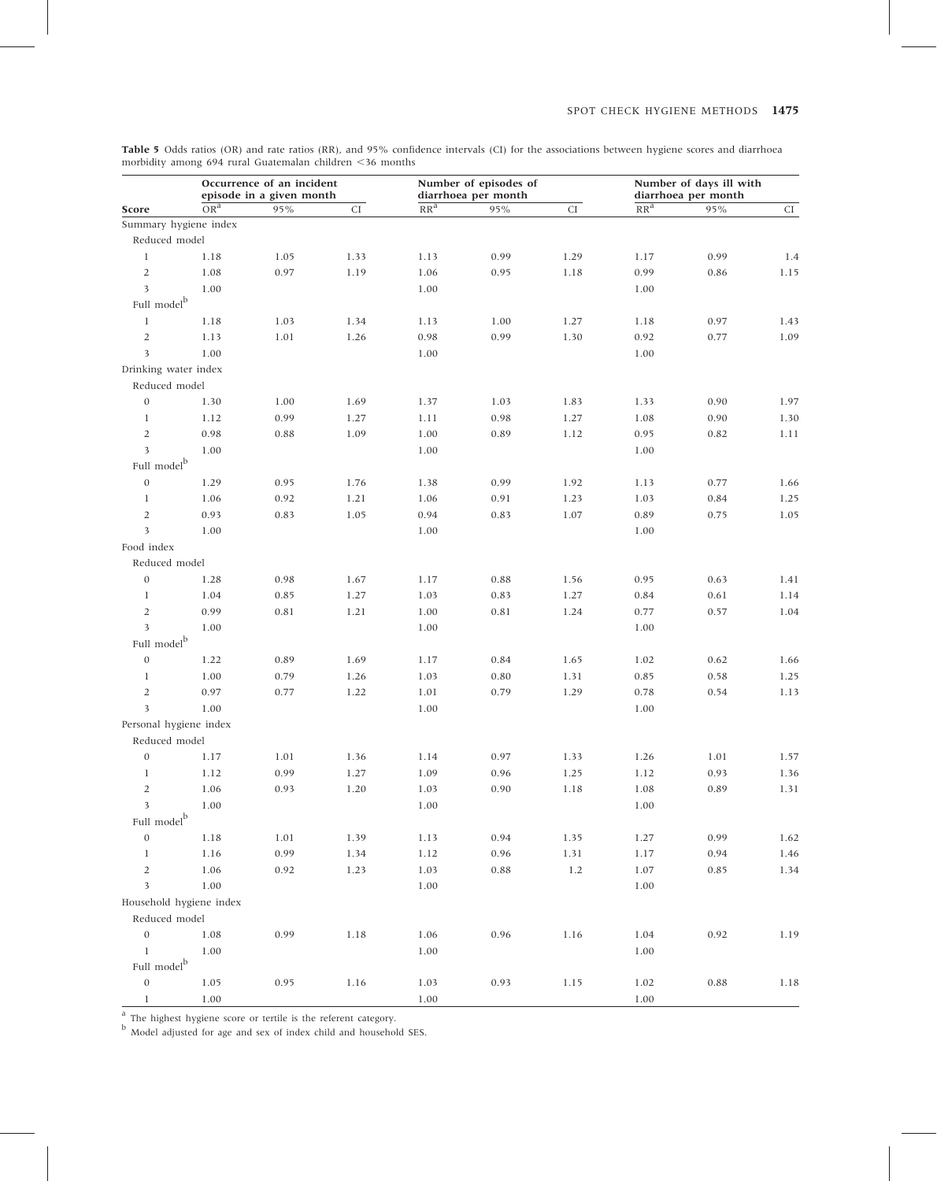**Table 5** Odds ratios (OR) and rate ratios (RR), and 95% confidence intervals (CI) for the associations between hygiene scores and diarrhoea morbidity among 694 rural Guatemalan children <36 months

| | Occurrence of an incident episode in a given month | | | Number of episodes of diarrhoea per month | | | Number of days ill with diarrhoea per month | | |
|---|---|---|---|---|---|---|---|---|---|
| **Score** | OR[a] | 95% | CI | RR[a] | 95% | CI | RR[a] | 95% | CI |
| Summary hygiene index | | | | | | | | | |
| Reduced model | | | | | | | | | |
| 1 | 1.18 | 1.05 | 1.33 | 1.13 | 0.99 | 1.29 | 1.17 | 0.99 | 1.4 |
| 2 | 1.08 | 0.97 | 1.19 | 1.06 | 0.95 | 1.18 | 0.99 | 0.86 | 1.15 |
| 3 | 1.00 | | | 1.00 | | | 1.00 | | |
| Full model[b] | | | | | | | | | |
| 1 | 1.18 | 1.03 | 1.34 | 1.13 | 1.00 | 1.27 | 1.18 | 0.97 | 1.43 |
| 2 | 1.13 | 1.01 | 1.26 | 0.98 | 0.99 | 1.30 | 0.92 | 0.77 | 1.09 |
| 3 | 1.00 | | | 1.00 | | | 1.00 | | |
| Drinking water index | | | | | | | | | |
| Reduced model | | | | | | | | | |
| 0 | 1.30 | 1.00 | 1.69 | 1.37 | 1.03 | 1.83 | 1.33 | 0.90 | 1.97 |
| 1 | 1.12 | 0.99 | 1.27 | 1.11 | 0.98 | 1.27 | 1.08 | 0.90 | 1.30 |
| 2 | 0.98 | 0.88 | 1.09 | 1.00 | 0.89 | 1.12 | 0.95 | 0.82 | 1.11 |
| 3 | 1.00 | | | 1.00 | | | 1.00 | | |
| Full model[b] | | | | | | | | | |
| 0 | 1.29 | 0.95 | 1.76 | 1.38 | 0.99 | 1.92 | 1.13 | 0.77 | 1.66 |
| 1 | 1.06 | 0.92 | 1.21 | 1.06 | 0.91 | 1.23 | 1.03 | 0.84 | 1.25 |
| 2 | 0.93 | 0.83 | 1.05 | 0.94 | 0.83 | 1.07 | 0.89 | 0.75 | 1.05 |
| 3 | 1.00 | | | 1.00 | | | 1.00 | | |
| Food index | | | | | | | | | |
| Reduced model | | | | | | | | | |
| 0 | 1.28 | 0.98 | 1.67 | 1.17 | 0.88 | 1.56 | 0.95 | 0.63 | 1.41 |
| 1 | 1.04 | 0.85 | 1.27 | 1.03 | 0.83 | 1.27 | 0.84 | 0.61 | 1.14 |
| 2 | 0.99 | 0.81 | 1.21 | 1.00 | 0.81 | 1.24 | 0.77 | 0.57 | 1.04 |
| 3 | 1.00 | | | 1.00 | | | 1.00 | | |
| Full model[b] | | | | | | | | | |
| 0 | 1.22 | 0.89 | 1.69 | 1.17 | 0.84 | 1.65 | 1.02 | 0.62 | 1.66 |
| 1 | 1.00 | 0.79 | 1.26 | 1.03 | 0.80 | 1.31 | 0.85 | 0.58 | 1.25 |
| 2 | 0.97 | 0.77 | 1.22 | 1.01 | 0.79 | 1.29 | 0.78 | 0.54 | 1.13 |
| 3 | 1.00 | | | 1.00 | | | 1.00 | | |
| Personal hygiene index | | | | | | | | | |
| Reduced model | | | | | | | | | |
| 0 | 1.17 | 1.01 | 1.36 | 1.14 | 0.97 | 1.33 | 1.26 | 1.01 | 1.57 |
| 1 | 1.12 | 0.99 | 1.27 | 1.09 | 0.96 | 1.25 | 1.12 | 0.93 | 1.36 |
| 2 | 1.06 | 0.93 | 1.20 | 1.03 | 0.90 | 1.18 | 1.08 | 0.89 | 1.31 |
| 3 | 1.00 | | | 1.00 | | | 1.00 | | |
| Full model[b] | | | | | | | | | |
| 0 | 1.18 | 1.01 | 1.39 | 1.13 | 0.94 | 1.35 | 1.27 | 0.99 | 1.62 |
| 1 | 1.16 | 0.99 | 1.34 | 1.12 | 0.96 | 1.31 | 1.17 | 0.94 | 1.46 |
| 2 | 1.06 | 0.92 | 1.23 | 1.03 | 0.88 | 1.2 | 1.07 | 0.85 | 1.34 |
| 3 | 1.00 | | | 1.00 | | | 1.00 | | |
| Household hygiene index | | | | | | | | | |
| Reduced model | | | | | | | | | |
| 0 | 1.08 | 0.99 | 1.18 | 1.06 | 0.96 | 1.16 | 1.04 | 0.92 | 1.19 |
| 1 | 1.00 | | | 1.00 | | | 1.00 | | |
| Full model[b] | | | | | | | | | |
| 0 | 1.05 | 0.95 | 1.16 | 1.03 | 0.93 | 1.15 | 1.02 | 0.88 | 1.18 |
| 1 | 1.00 | | | 1.00 | | | 1.00 | | |

[a] The highest hygiene score or tertile is the referent category.

[b] Model adjusted for age and sex of index child and household SES.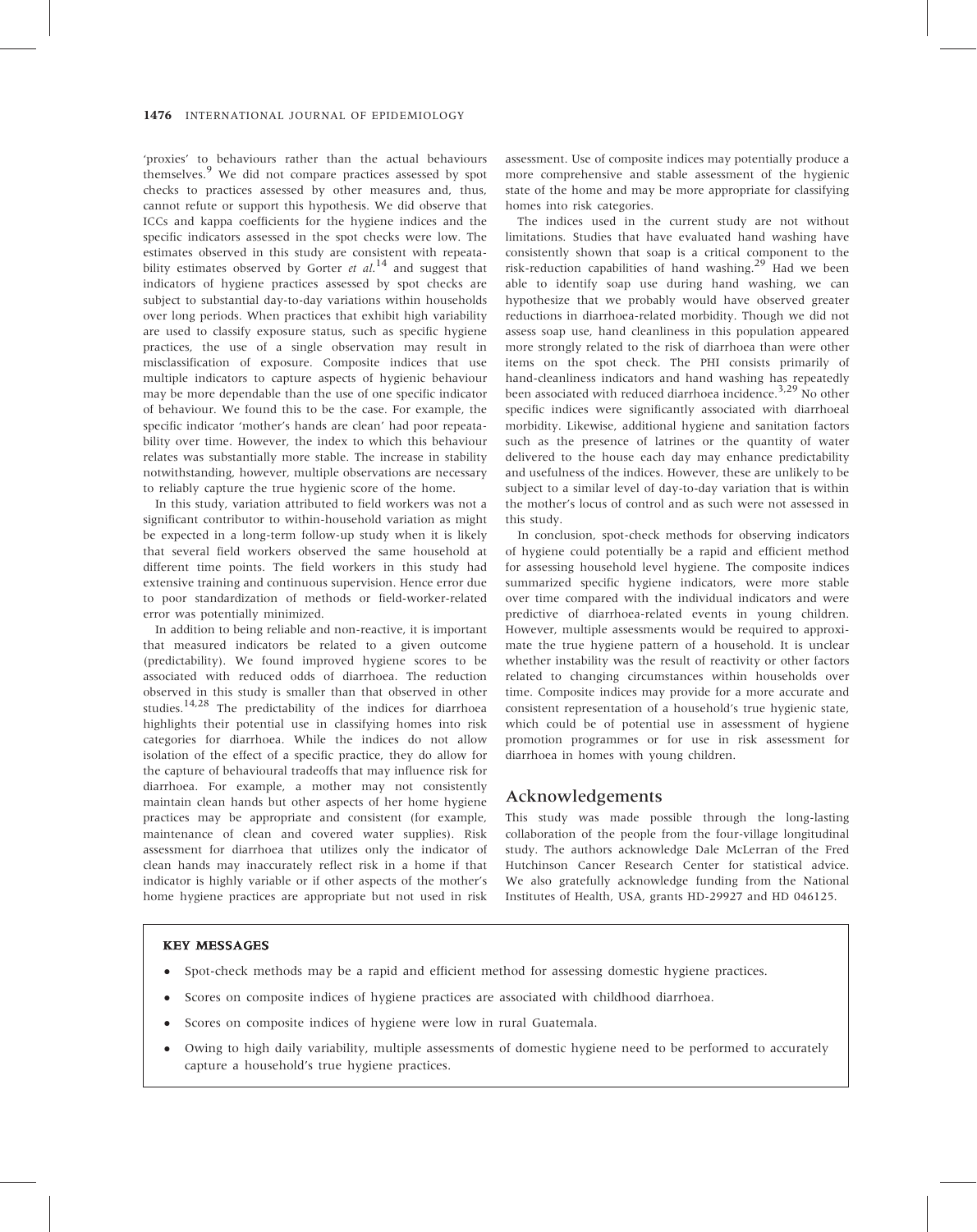'proxies' to behaviours rather than the actual behaviours themselves.[9] We did not compare practices assessed by spot checks to practices assessed by other measures and, thus, cannot refute or support this hypothesis. We did observe that ICCs and kappa coefficients for the hygiene indices and the specific indicators assessed in the spot checks were low. The estimates observed in this study are consistent with repeatability estimates observed by Gorter *et al.*[14] and suggest that indicators of hygiene practices assessed by spot checks are subject to substantial day-to-day variations within households over long periods. When practices that exhibit high variability are used to classify exposure status, such as specific hygiene practices, the use of a single observation may result in misclassification of exposure. Composite indices that use multiple indicators to capture aspects of hygienic behaviour may be more dependable than the use of one specific indicator of behaviour. We found this to be the case. For example, the specific indicator 'mother's hands are clean' had poor repeatability over time. However, the index to which this behaviour relates was substantially more stable. The increase in stability notwithstanding, however, multiple observations are necessary to reliably capture the true hygienic score of the home.

In this study, variation attributed to field workers was not a significant contributor to within-household variation as might be expected in a long-term follow-up study when it is likely that several field workers observed the same household at different time points. The field workers in this study had extensive training and continuous supervision. Hence error due to poor standardization of methods or field-worker-related error was potentially minimized.

In addition to being reliable and non-reactive, it is important that measured indicators be related to a given outcome (predictability). We found improved hygiene scores to be associated with reduced odds of diarrhoea. The reduction observed in this study is smaller than that observed in other studies.[14,28] The predictability of the indices for diarrhoea highlights their potential use in classifying homes into risk categories for diarrhoea. While the indices do not allow isolation of the effect of a specific practice, they do allow for the capture of behavioural tradeoffs that may influence risk for diarrhoea. For example, a mother may not consistently maintain clean hands but other aspects of her home hygiene practices may be appropriate and consistent (for example, maintenance of clean and covered water supplies). Risk assessment for diarrhoea that utilizes only the indicator of clean hands may inaccurately reflect risk in a home if that indicator is highly variable or if other aspects of the mother's home hygiene practices are appropriate but not used in risk assessment. Use of composite indices may potentially produce a more comprehensive and stable assessment of the hygienic state of the home and may be more appropriate for classifying homes into risk categories.

The indices used in the current study are not without limitations. Studies that have evaluated hand washing have consistently shown that soap is a critical component to the risk-reduction capabilities of hand washing.[29] Had we been able to identify soap use during hand washing, we can hypothesize that we probably would have observed greater reductions in diarrhoea-related morbidity. Though we did not assess soap use, hand cleanliness in this population appeared more strongly related to the risk of diarrhoea than were other items on the spot check. The PHI consists primarily of hand-cleanliness indicators and hand washing has repeatedly been associated with reduced diarrhoea incidence.[3,29] No other specific indices were significantly associated with diarrhoeal morbidity. Likewise, additional hygiene and sanitation factors such as the presence of latrines or the quantity of water delivered to the house each day may enhance predictability and usefulness of the indices. However, these are unlikely to be subject to a similar level of day-to-day variation that is within the mother's locus of control and as such were not assessed in this study.

In conclusion, spot-check methods for observing indicators of hygiene could potentially be a rapid and efficient method for assessing household level hygiene. The composite indices summarized specific hygiene indicators, were more stable over time compared with the individual indicators and were predictive of diarrhoea-related events in young children. However, multiple assessments would be required to approximate the true hygiene pattern of a household. It is unclear whether instability was the result of reactivity or other factors related to changing circumstances within households over time. Composite indices may provide for a more accurate and consistent representation of a household's true hygienic state, which could be of potential use in assessment of hygiene promotion programmes or for use in risk assessment for diarrhoea in homes with young children.

## Acknowledgements

This study was made possible through the long-lasting collaboration of the people from the four-village longitudinal study. The authors acknowledge Dale McLerran of the Fred Hutchinson Cancer Research Center for statistical advice. We also gratefully acknowledge funding from the National Institutes of Health, USA, grants HD-29927 and HD 046125.

### KEY MESSAGES

- Spot-check methods may be a rapid and efficient method for assessing domestic hygiene practices.
- Scores on composite indices of hygiene practices are associated with childhood diarrhoea.
- Scores on composite indices of hygiene were low in rural Guatemala.
- Owing to high daily variability, multiple assessments of domestic hygiene need to be performed to accurately capture a household's true hygiene practices.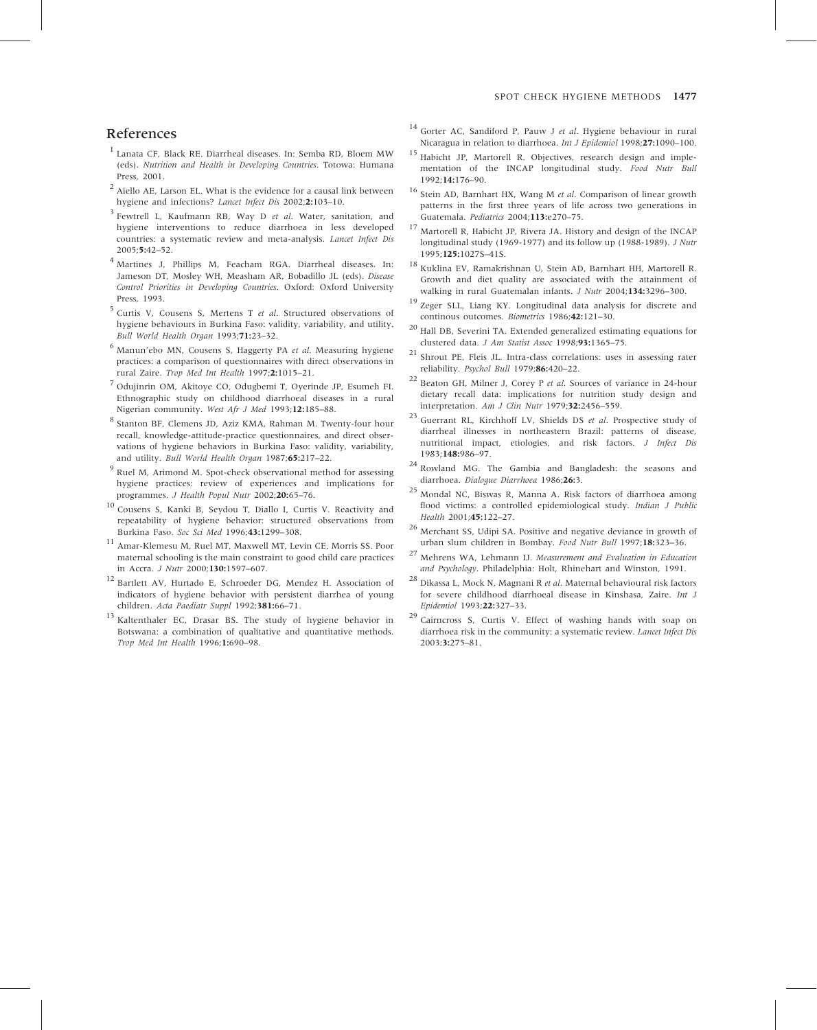## References

1. Lanata CF, Black RE. Diarrheal diseases. In: Semba RD, Bloem MW (eds). *Nutrition and Health in Developing Countries*. Totowa: Humana Press, 2001.
2. Aiello AE, Larson EL. What is the evidence for a causal link between hygiene and infections? *Lancet Infect Dis* 2002;**2:**103–10.
3. Fewtrell L, Kaufmann RB, Way D *et al*. Water, sanitation, and hygiene interventions to reduce diarrhoea in less developed countries: a systematic review and meta-analysis. *Lancet Infect Dis* 2005;**5:**42–52.
4. Martines J, Phillips M, Feacham RGA. Diarrheal diseases. In: Jameson DT, Mosley WH, Measham AR, Bobadillo JL (eds). *Disease Control Priorities in Developing Countries*. Oxford: Oxford University Press, 1993.
5. Curtis V, Cousens S, Mertens T *et al*. Structured observations of hygiene behaviours in Burkina Faso: validity, variability, and utility. *Bull World Health Organ* 1993;**71:**23–32.
6. Manun'ebo MN, Cousens S, Haggerty PA *et al*. Measuring hygiene practices: a comparison of questionnaires with direct observations in rural Zaire. *Trop Med Int Health* 1997;**2:**1015–21.
7. Odujinrin OM, Akitoye CO, Odugbemi T, Oyerinde JP, Esumeh FI. Ethnographic study on childhood diarrhoeal diseases in a rural Nigerian community. *West Afr J Med* 1993;**12:**185–88.
8. Stanton BF, Clemens JD, Aziz KMA, Rahman M. Twenty-four hour recall, knowledge-attitude-practice questionnaires, and direct observations of hygiene behaviors in Burkina Faso: validity, variability, and utility. *Bull World Health Organ* 1987;**65:**217–22.
9. Ruel M, Arimond M. Spot-check observational method for assessing hygiene practices: review of experiences and implications for programmes. *J Health Popul Nutr* 2002;**20:**65–76.
10. Cousens S, Kanki B, Seydou T, Diallo I, Curtis V. Reactivity and repeatability of hygiene behavior: structured observations from Burkina Faso. *Soc Sci Med* 1996;**43:**1299–308.
11. Amar-Klemesu M, Ruel MT, Maxwell MT, Levin CE, Morris SS. Poor maternal schooling is the main constraint to good child care practices in Accra. *J Nutr* 2000;**130:**1597–607.
12. Bartlett AV, Hurtado E, Schroeder DG, Mendez H. Association of indicators of hygiene behavior with persistent diarrhea of young children. *Acta Paediatr Suppl* 1992;**381:**66–71.
13. Kaltenthaler EC, Drasar BS. The study of hygiene behavior in Botswana: a combination of qualitative and quantitative methods. *Trop Med Int Health* 1996;**1:**690–98.
14. Gorter AC, Sandiford P, Pauw J *et al*. Hygiene behaviour in rural Nicaragua in relation to diarrhoea. *Int J Epidemiol* 1998;**27:**1090–100.
15. Habicht JP, Martorell R. Objectives, research design and implementation of the INCAP longitudinal study. *Food Nutr Bull* 1992;**14:**176–90.
16. Stein AD, Barnhart HX, Wang M *et al*. Comparison of linear growth patterns in the first three years of life across two generations in Guatemala. *Pediatrics* 2004;**113:**e270–75.
17. Martorell R, Habicht JP, Rivera JA. History and design of the INCAP longitudinal study (1969-1977) and its follow up (1988-1989). *J Nutr* 1995;**125:**1027S–41S.
18. Kuklina EV, Ramakrishnan U, Stein AD, Barnhart HH, Martorell R. Growth and diet quality are associated with the attainment of walking in rural Guatemalan infants. *J Nutr* 2004;**134:**3296–300.
19. Zeger SLL, Liang KY. Longitudinal data analysis for discrete and continous outcomes. *Biometrics* 1986;**42:**121–30.
20. Hall DB, Severini TA. Extended generalized estimating equations for clustered data. *J Am Statist Assoc* 1998;**93:**1365–75.
21. Shrout PE, Fleis JL. Intra-class correlations: uses in assessing rater reliability. *Psychol Bull* 1979;**86:**420–22.
22. Beaton GH, Milner J, Corey P *et al*. Sources of variance in 24-hour dietary recall data: implications for nutrition study design and interpretation. *Am J Clin Nutr* 1979;**32:**2456–559.
23. Guerrant RL, Kirchhoff LV, Shields DS *et al*. Prospective study of diarrheal illnesses in northeastern Brazil: patterns of disease, nutritional impact, etiologies, and risk factors. *J Infect Dis* 1983;**148:**986–97.
24. Rowland MG. The Gambia and Bangladesh: the seasons and diarrhoea. *Dialogue Diarrhoea* 1986;**26:**3.
25. Mondal NC, Biswas R, Manna A. Risk factors of diarrhoea among flood victims: a controlled epidemiological study. *Indian J Public Health* 2001;**45:**122–27.
26. Merchant SS, Udipi SA. Positive and negative deviance in growth of urban slum children in Bombay. *Food Nutr Bull* 1997;**18:**323–36.
27. Mehrens WA, Lehmann IJ. *Measurement and Evaluation in Education and Psychology*. Philadelphia: Holt, Rhinehart and Winston, 1991.
28. Dikassa L, Mock N, Magnani R *et al*. Maternal behavioural risk factors for severe childhood diarrhoeal disease in Kinshasa, Zaire. *Int J Epidemiol* 1993;**22:**327–33.
29. Cairncross S, Curtis V. Effect of washing hands with soap on diarrhoea risk in the community: a systematic review. *Lancet Infect Dis* 2003;**3:**275–81.